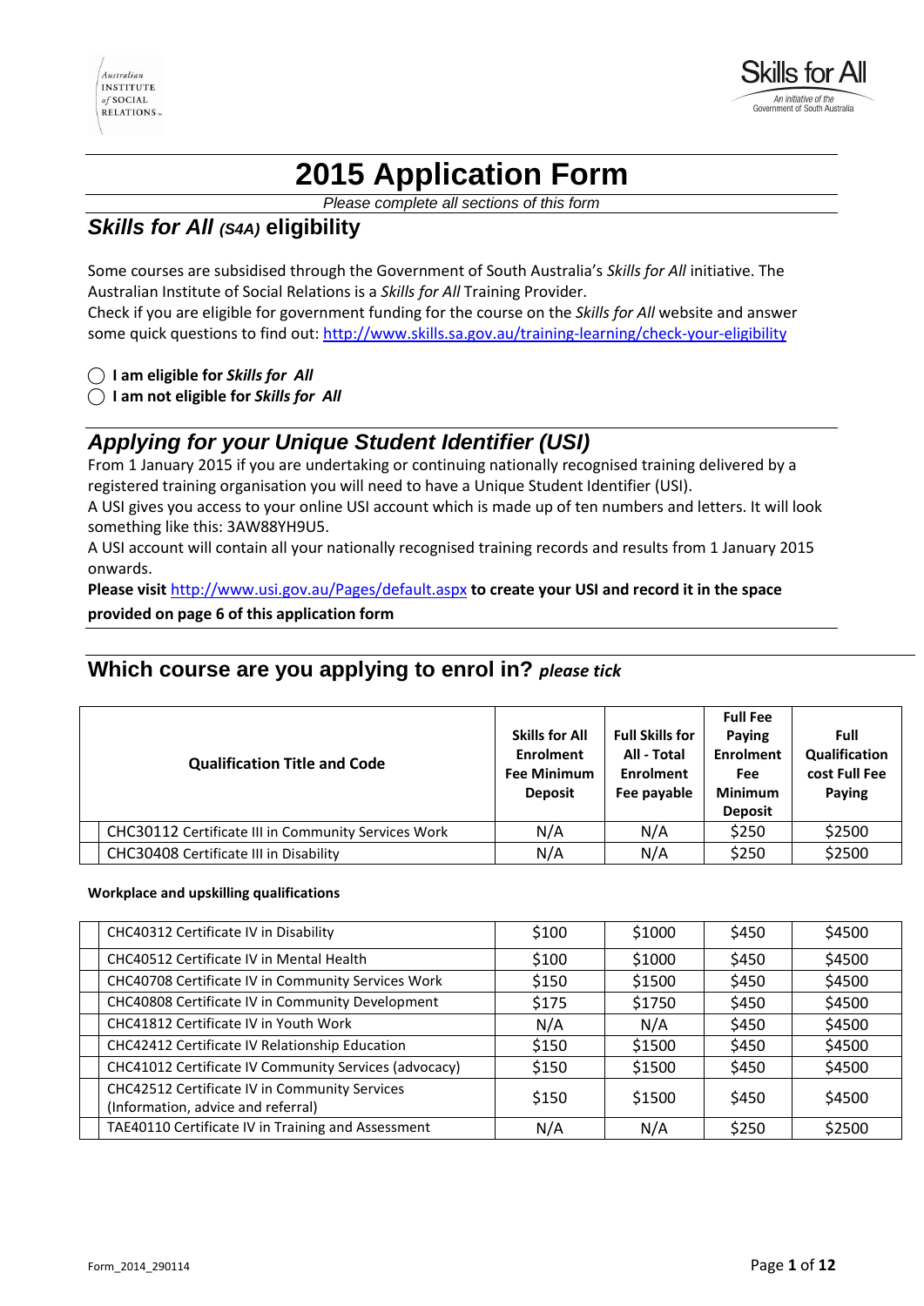# 2015 Application Form

*Please complete all sections of this form*

## *Skills for All (S4A)* eligibility

Some courses are subsidised through the Government of South Australia's *Skills for All* initiative. The Australian Institute of Social Relations is a *Skills for All* Training Provider.
Check if you are eligible for government funding for the course on the *Skills for All* website and answer some quick questions to find out: http://www.skills.sa.gov.au/training-learning/check-your-eligibility

◯ **I am eligible for *Skills for All***
◯ **I am not eligible for *Skills for All***

## *Applying for your Unique Student Identifier (USI)*

From 1 January 2015 if you are undertaking or continuing nationally recognised training delivered by a registered training organisation you will need to have a Unique Student Identifier (USI).
A USI gives you access to your online USI account which is made up of ten numbers and letters. It will look something like this: 3AW88YH9U5.
A USI account will contain all your nationally recognised training records and results from 1 January 2015 onwards.
**Please visit** http://www.usi.gov.au/Pages/default.aspx **to create your USI and record it in the space provided on page 6 of this application form**

## Which course are you applying to enrol in? *please tick*

| | Qualification Title and Code | Skills for All Enrolment Fee Minimum Deposit | Full Skills for All - Total Enrolment Fee payable | Full Fee Paying Enrolment Fee Minimum Deposit | Full Qualification cost Full Fee Paying |
|---|---|---|---|---|---|
| | CHC30112 Certificate III in Community Services Work | N/A | N/A | $250 | $2500 |
| | CHC30408 Certificate III in Disability | N/A | N/A | $250 | $2500 |

**Workplace and upskilling qualifications**

| | Qualification Title and Code | Skills for All Enrolment Fee Minimum Deposit | Full Skills for All - Total Enrolment Fee payable | Full Fee Paying Enrolment Fee Minimum Deposit | Full Qualification cost Full Fee Paying |
|---|---|---|---|---|---|
| | CHC40312 Certificate IV in Disability | $100 | $1000 | $450 | $4500 |
| | CHC40512 Certificate IV in Mental Health | $100 | $1000 | $450 | $4500 |
| | CHC40708 Certificate IV in Community Services Work | $150 | $1500 | $450 | $4500 |
| | CHC40808 Certificate IV in Community Development | $175 | $1750 | $450 | $4500 |
| | CHC41812 Certificate IV in Youth Work | N/A | N/A | $450 | $4500 |
| | CHC42412 Certificate IV Relationship Education | $150 | $1500 | $450 | $4500 |
| | CHC41012 Certificate IV Community Services (advocacy) | $150 | $1500 | $450 | $4500 |
| | CHC42512 Certificate IV in Community Services (Information, advice and referral) | $150 | $1500 | $450 | $4500 |
| | TAE40110 Certificate IV in Training and Assessment | N/A | N/A | $250 | $2500 |

Form_2014_290114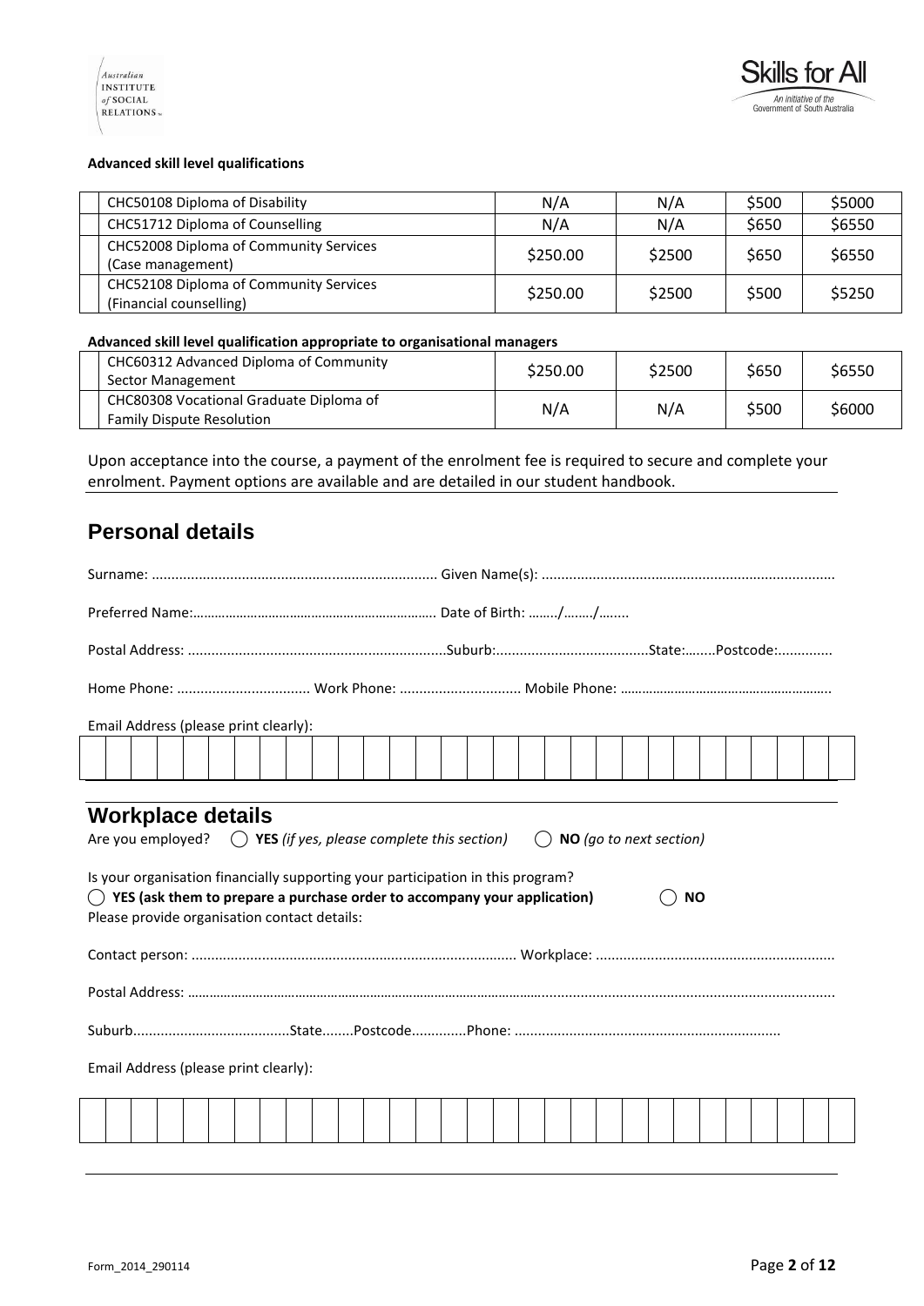**Advanced skill level qualifications**

| | | | | | |
|---|---|---|---|---|---|
| | CHC50108 Diploma of Disability | N/A | N/A | \$500 | \$5000 |
| | CHC51712 Diploma of Counselling | N/A | N/A | \$650 | \$6550 |
| | CHC52008 Diploma of Community Services (Case management) | \$250.00 | \$2500 | \$650 | \$6550 |
| | CHC52108 Diploma of Community Services (Financial counselling) | \$250.00 | \$2500 | \$500 | \$5250 |

**Advanced skill level qualification appropriate to organisational managers**

| | | | | | |
|---|---|---|---|---|---|
| | CHC60312 Advanced Diploma of Community Sector Management | \$250.00 | \$2500 | \$650 | \$6550 |
| | CHC80308 Vocational Graduate Diploma of Family Dispute Resolution | N/A | N/A | \$500 | \$6000 |

Upon acceptance into the course, a payment of the enrolment fee is required to secure and complete your enrolment. Payment options are available and are detailed in our student handbook.

## Personal details

Surname: ........................................................................ Given Name(s): ..........................................................................

Preferred Name:…………………………………………………………. Date of Birth: ……../……../……..

Postal Address: .................................................................Suburb:.......................................State:……..Postcode:..............

Home Phone: .................................. Work Phone: ............................... Mobile Phone: …………………………………………………..

Email Address (please print clearly):

| | | | | | | | | | | | | | | | | | | | | | | | | | | | | | |
|---|---|---|---|---|---|---|---|---|---|---|---|---|---|---|---|---|---|---|---|---|---|---|---|---|---|---|---|---|---|

## Workplace details

Are you employed? ◯ **YES** *(if yes, please complete this section)* ◯ **NO** *(go to next section)*

Is your organisation financially supporting your participation in this program?

◯ **YES (ask them to prepare a purchase order to accompany your application)** ◯ **NO**

Please provide organisation contact details:

Contact person: .................................................................................. Workplace: ............................................................

Postal Address: ………………………………………………………………………………………………………......................................................................

Suburb.......................................State........Postcode.............Phone: ...................................................................

Email Address (please print clearly):

| | | | | | | | | | | | | | | | | | | | | | | | | | | | | | |
|---|---|---|---|---|---|---|---|---|---|---|---|---|---|---|---|---|---|---|---|---|---|---|---|---|---|---|---|---|---|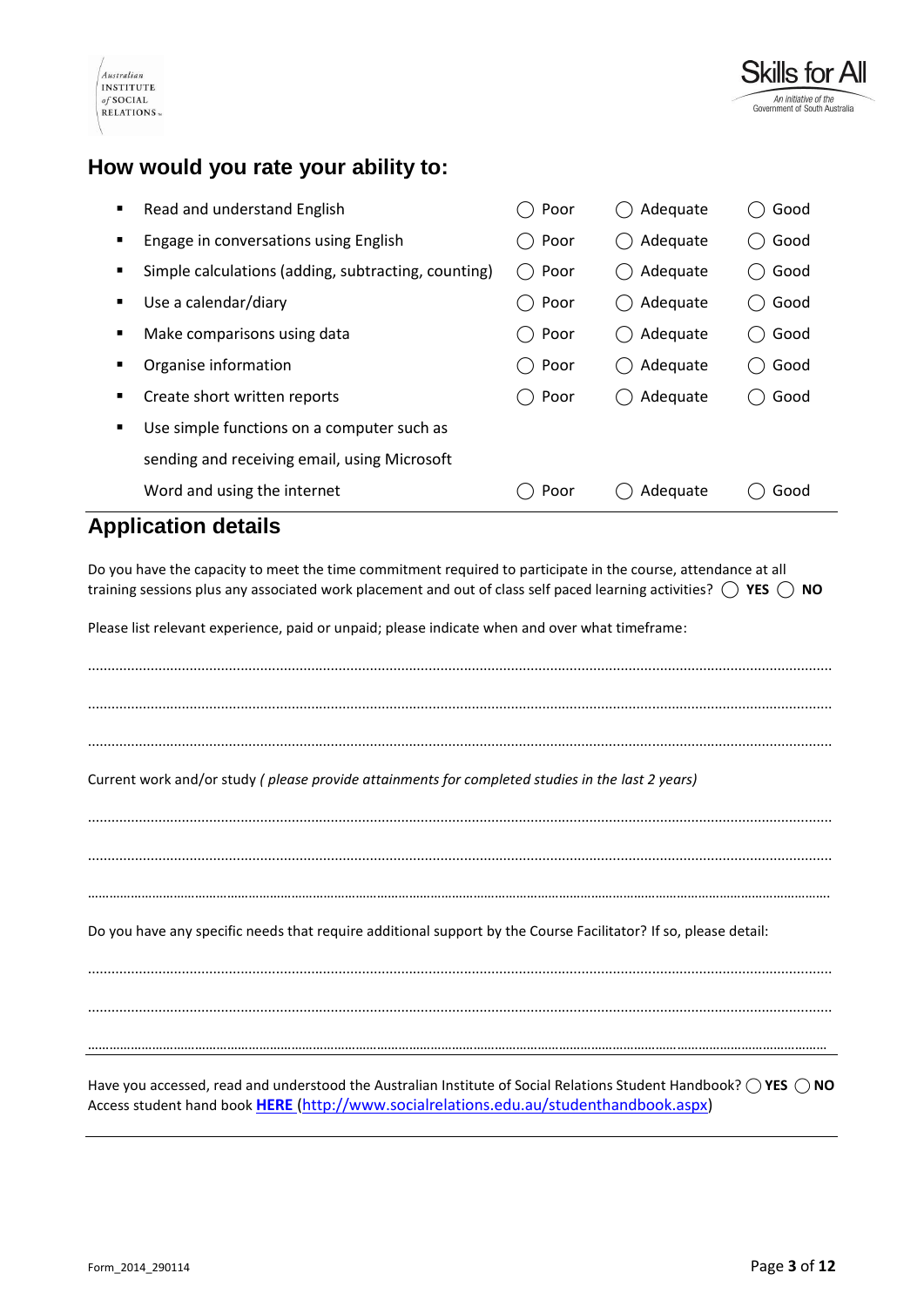## How would you rate your ability to:

| | | | |
|---|---|---|---|
| ▪ Read and understand English | ◯ Poor | ◯ Adequate | ◯ Good |
| ▪ Engage in conversations using English | ◯ Poor | ◯ Adequate | ◯ Good |
| ▪ Simple calculations (adding, subtracting, counting) | ◯ Poor | ◯ Adequate | ◯ Good |
| ▪ Use a calendar/diary | ◯ Poor | ◯ Adequate | ◯ Good |
| ▪ Make comparisons using data | ◯ Poor | ◯ Adequate | ◯ Good |
| ▪ Organise information | ◯ Poor | ◯ Adequate | ◯ Good |
| ▪ Create short written reports | ◯ Poor | ◯ Adequate | ◯ Good |
| ▪ Use simple functions on a computer such as sending and receiving email, using Microsoft Word and using the internet | ◯ Poor | ◯ Adequate | ◯ Good |

## Application details

Do you have the capacity to meet the time commitment required to participate in the course, attendance at all training sessions plus any associated work placement and out of class self paced learning activities? ◯ **YES** ◯ **NO**

Please list relevant experience, paid or unpaid; please indicate when and over what timeframe:

.......................................................................................................................................................................

.......................................................................................................................................................................

.......................................................................................................................................................................

Current work and/or study *( please provide attainments for completed studies in the last 2 years)*

.......................................................................................................................................................................

.......................................................................................................................................................................

.......................................................................................................................................................................

Do you have any specific needs that require additional support by the Course Facilitator? If so, please detail:

.......................................................................................................................................................................

.......................................................................................................................................................................

.......................................................................................................................................................................

Have you accessed, read and understood the Australian Institute of Social Relations Student Handbook? ◯ **YES** ◯ **NO**
Access student hand book **HERE** (http://www.socialrelations.edu.au/studenthandbook.aspx)

Form_2014_290114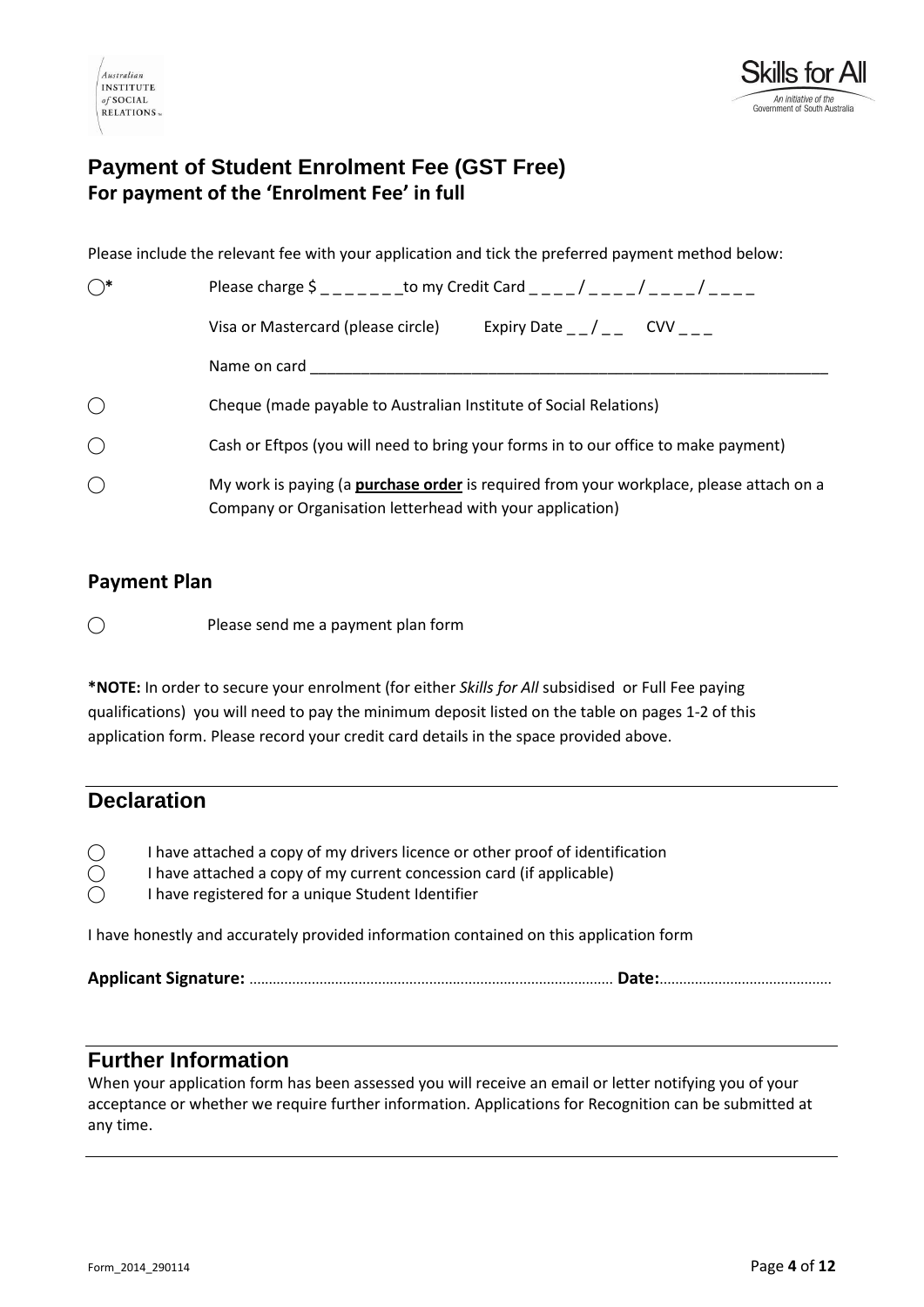## Payment of Student Enrolment Fee (GST Free)

**For payment of the 'Enrolment Fee' in full**

Please include the relevant fee with your application and tick the preferred payment method below:

◯* Please charge $ _ _ _ _ _ _ _to my Credit Card _ _ _ _/ _ _ _ _/ _ _ _ _/ _ _ _ _

Visa or Mastercard (please circle) Expiry Date _ _/ _ _ CVV _ _ _

Name on card ______________________________________________________________

◯ Cheque (made payable to Australian Institute of Social Relations)

◯ Cash or Eftpos (you will need to bring your forms in to our office to make payment)

◯ My work is paying (a **purchase order** is required from your workplace, please attach on a Company or Organisation letterhead with your application)

### Payment Plan

◯ Please send me a payment plan form

**\*NOTE:** In order to secure your enrolment (for either *Skills for All* subsidised or Full Fee paying qualifications) you will need to pay the minimum deposit listed on the table on pages 1-2 of this application form. Please record your credit card details in the space provided above.

## Declaration

◯ I have attached a copy of my drivers licence or other proof of identification
◯ I have attached a copy of my current concession card (if applicable)
◯ I have registered for a unique Student Identifier

I have honestly and accurately provided information contained on this application form

**Applicant Signature:** ………………………………………………………………………………… **Date:**……………………………………

## Further Information

When your application form has been assessed you will receive an email or letter notifying you of your acceptance or whether we require further information. Applications for Recognition can be submitted at any time.

Form_2014_290114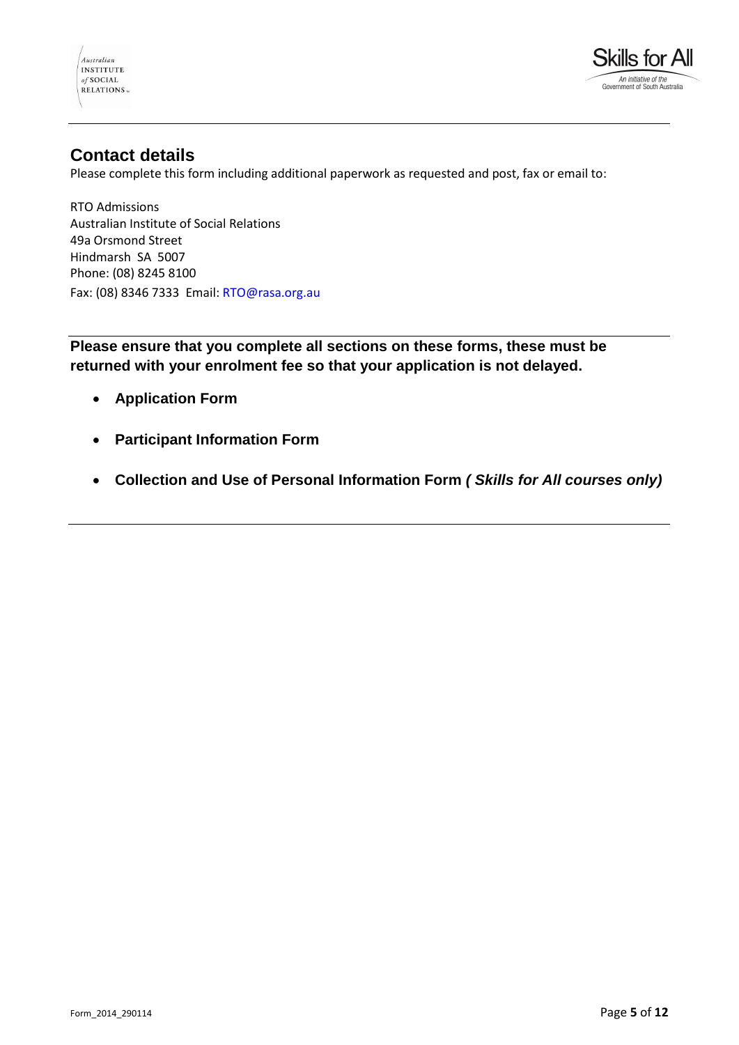## Contact details

Please complete this form including additional paperwork as requested and post, fax or email to:

RTO Admissions
Australian Institute of Social Relations
49a Orsmond Street
Hindmarsh SA 5007
Phone: (08) 8245 8100
Fax: (08) 8346 7333 Email: RTO@rasa.org.au

---

**Please ensure that you complete all sections on these forms, these must be returned with your enrolment fee so that your application is not delayed.**

- **Application Form**
- **Participant Information Form**
- **Collection and Use of Personal Information Form *( Skills for All courses only)***

---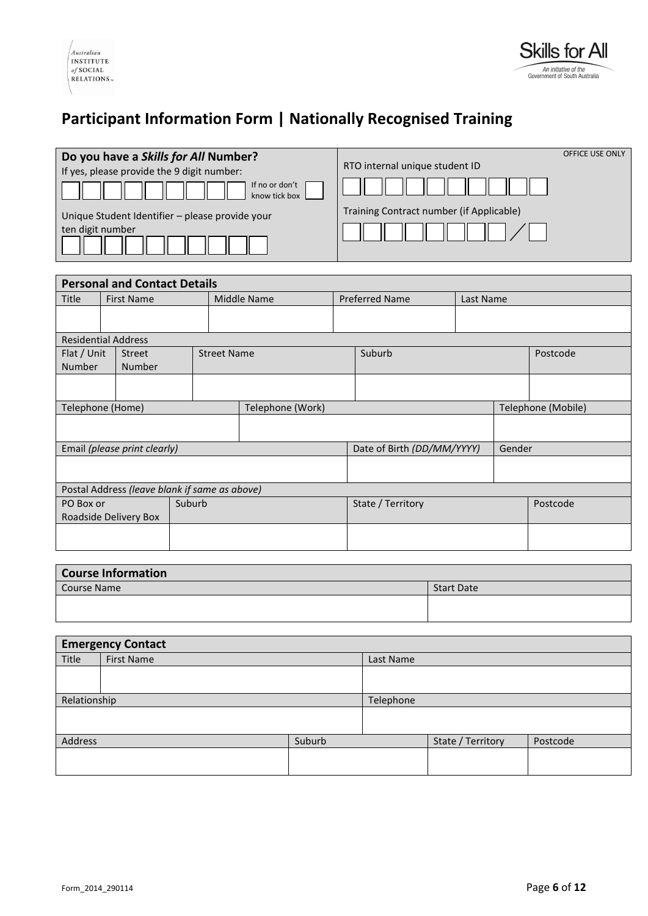# Participant Information Form | Nationally Recognised Training

**Do you have a *Skills for All* Number?**

If yes, please provide the 9 digit number:

| | | | | | | | | |
|---|---|---|---|---|---|---|---|---|
| | | | | | | | | |

If no or don't know tick box ☐

Unique Student Identifier – please provide your ten digit number

| | | | | | | | | | |
|---|---|---|---|---|---|---|---|---|---|
| | | | | | | | | | |

OFFICE USE ONLY

RTO internal unique student ID

| | | | | | | | | | |
|---|---|---|---|---|---|---|---|---|---|
| | | | | | | | | | |

Training Contract number (if Applicable)

| | | | | | | | | / |
|---|---|---|---|---|---|---|---|---|
| | | | | | | | | |

## Personal and Contact Details

| Title | First Name | Middle Name | Preferred Name | Last Name |
|---|---|---|---|---|
| | | | | |

**Residential Address**

| Flat / Unit Number | Street Number | Street Name | Suburb | Postcode |
|---|---|---|---|---|
| | | | | |

| Telephone (Home) | Telephone (Work) | Telephone (Mobile) |
|---|---|---|
| | | |

| Email *(please print clearly)* | Date of Birth *(DD/MM/YYYY)* | Gender |
|---|---|---|
| | | |

**Postal Address** *(leave blank if same as above)*

| PO Box or Roadside Delivery Box | Suburb | State / Territory | Postcode |
|---|---|---|---|
| | | | |

## Course Information

| Course Name | Start Date |
|---|---|
| | |

## Emergency Contact

| Title | First Name | Last Name |
|---|---|---|
| | | |

| Relationship | Telephone |
|---|---|
| | |

| Address | Suburb | State / Territory | Postcode |
|---|---|---|---|
| | | | |

Form_2014_290114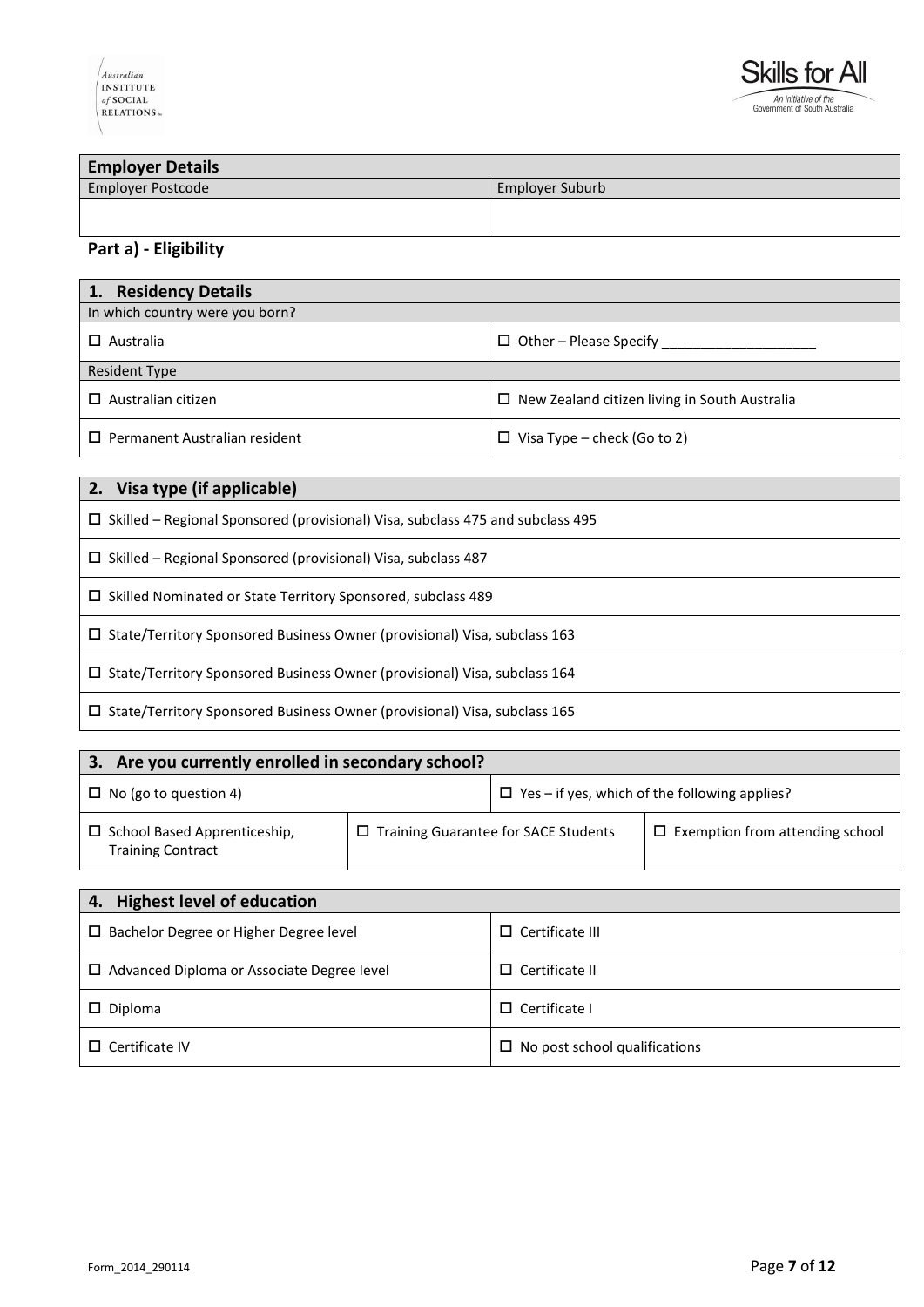| Employer Details | |
|---|---|
| Employer Postcode | Employer Suburb |
| | |

## Part a) - Eligibility

| 1. Residency Details | |
|---|---|
| In which country were you born? | |
| ☐ Australia | ☐ Other – Please Specify ____________________ |
| Resident Type | |
| ☐ Australian citizen | ☐ New Zealand citizen living in South Australia |
| ☐ Permanent Australian resident | ☐ Visa Type – check (Go to 2) |

| 2. Visa type (if applicable) |
|---|
| ☐ Skilled – Regional Sponsored (provisional) Visa, subclass 475 and subclass 495 |
| ☐ Skilled – Regional Sponsored (provisional) Visa, subclass 487 |
| ☐ Skilled Nominated or State Territory Sponsored, subclass 489 |
| ☐ State/Territory Sponsored Business Owner (provisional) Visa, subclass 163 |
| ☐ State/Territory Sponsored Business Owner (provisional) Visa, subclass 164 |
| ☐ State/Territory Sponsored Business Owner (provisional) Visa, subclass 165 |

| 3. Are you currently enrolled in secondary school? | | |
|---|---|---|
| ☐ No (go to question 4) | ☐ Yes – if yes, which of the following applies? | |
| ☐ School Based Apprenticeship, Training Contract | ☐ Training Guarantee for SACE Students | ☐ Exemption from attending school |

| 4. Highest level of education | |
|---|---|
| ☐ Bachelor Degree or Higher Degree level | ☐ Certificate III |
| ☐ Advanced Diploma or Associate Degree level | ☐ Certificate II |
| ☐ Diploma | ☐ Certificate I |
| ☐ Certificate IV | ☐ No post school qualifications |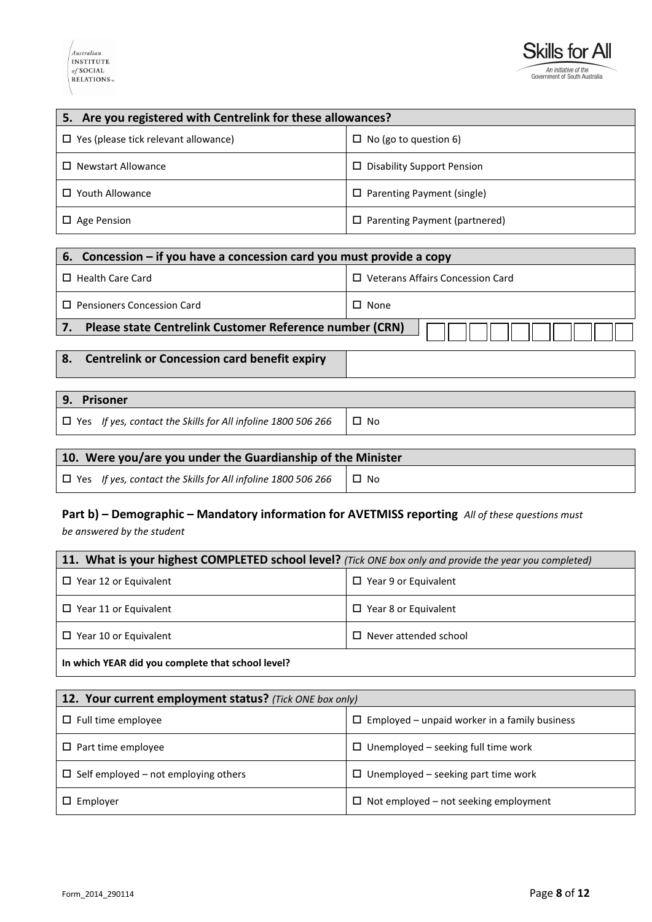| 5. Are you registered with Centrelink for these allowances? | |
|---|---|
| ☐ Yes (please tick relevant allowance) | ☐ No (go to question 6) |
| ☐ Newstart Allowance | ☐ Disability Support Pension |
| ☐ Youth Allowance | ☐ Parenting Payment (single) |
| ☐ Age Pension | ☐ Parenting Payment (partnered) |

| 6. Concession – if you have a concession card you must provide a copy | |
|---|---|
| ☐ Health Care Card | ☐ Veterans Affairs Concession Card |
| ☐ Pensioners Concession Card | ☐ None |

| 7. Please state Centrelink Customer Reference number (CRN) | | | | | | | | | | |
|---|---|---|---|---|---|---|---|---|---|---|

| 8. Centrelink or Concession card benefit expiry | |
|---|---|

| 9. Prisoner | |
|---|---|
| ☐ Yes *If yes, contact the Skills for All infoline 1800 506 266* | ☐ No |

| 10. Were you/are you under the Guardianship of the Minister | |
|---|---|
| ☐ Yes *If yes, contact the Skills for All infoline 1800 506 266* | ☐ No |

## Part b) – Demographic – Mandatory information for AVETMISS reporting *All of these questions must be answered by the student*

| 11. What is your highest COMPLETED school level? *(Tick ONE box only and provide the year you completed)* | |
|---|---|
| ☐ Year 12 or Equivalent | ☐ Year 9 or Equivalent |
| ☐ Year 11 or Equivalent | ☐ Year 8 or Equivalent |
| ☐ Year 10 or Equivalent | ☐ Never attended school |
| **In which YEAR did you complete that school level?** | |

| 12. Your current employment status? *(Tick ONE box only)* | |
|---|---|
| ☐ Full time employee | ☐ Employed – unpaid worker in a family business |
| ☐ Part time employee | ☐ Unemployed – seeking full time work |
| ☐ Self employed – not employing others | ☐ Unemployed – seeking part time work |
| ☐ Employer | ☐ Not employed – not seeking employment |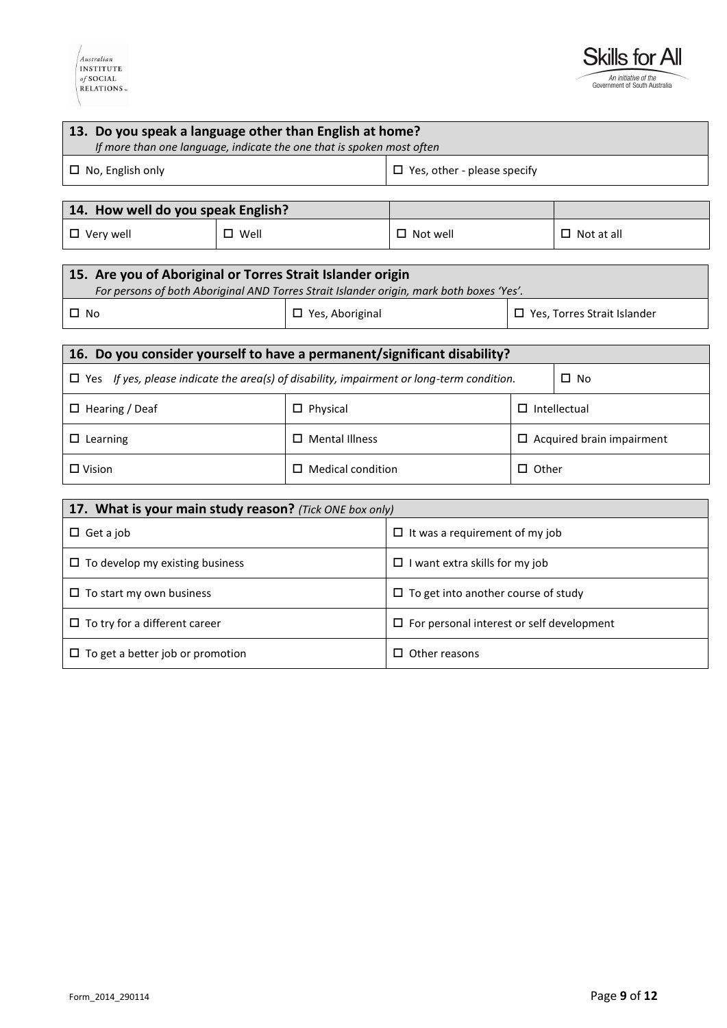## 13. Do you speak a language other than English at home?

*If more than one language, indicate the one that is spoken most often*

| | |
|---|---|
| ☐ No, English only | ☐ Yes, other - please specify |

## 14. How well do you speak English?

| | | | |
|---|---|---|---|
| ☐ Very well | ☐ Well | ☐ Not well | ☐ Not at all |

## 15. Are you of Aboriginal or Torres Strait Islander origin

*For persons of both Aboriginal AND Torres Strait Islander origin, mark both boxes 'Yes'.*

| | | |
|---|---|---|
| ☐ No | ☐ Yes, Aboriginal | ☐ Yes, Torres Strait Islander |

## 16. Do you consider yourself to have a permanent/significant disability?

| | | | |
|---|---|---|---|
| ☐ Yes *If yes, please indicate the area(s) of disability, impairment or long-term condition.* | | | ☐ No |
| ☐ Hearing / Deaf | ☐ Physical | ☐ Intellectual | |
| ☐ Learning | ☐ Mental Illness | ☐ Acquired brain impairment | |
| ☐ Vision | ☐ Medical condition | ☐ Other | |

## 17. What is your main study reason? *(Tick ONE box only)*

| | |
|---|---|
| ☐ Get a job | ☐ It was a requirement of my job |
| ☐ To develop my existing business | ☐ I want extra skills for my job |
| ☐ To start my own business | ☐ To get into another course of study |
| ☐ To try for a different career | ☐ For personal interest or self development |
| ☐ To get a better job or promotion | ☐ Other reasons |

Form_2014_290114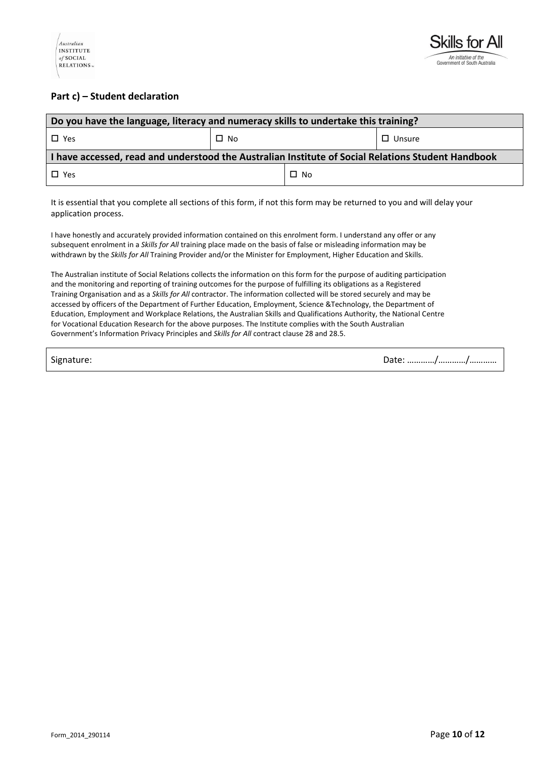## Part c) – Student declaration

| Do you have the language, literacy and numeracy skills to undertake this training? | | |
|---|---|---|
| ☐ Yes | ☐ No | ☐ Unsure |

| I have accessed, read and understood the Australian Institute of Social Relations Student Handbook | |
|---|---|
| ☐ Yes | ☐ No |

It is essential that you complete all sections of this form, if not this form may be returned to you and will delay your application process.

I have honestly and accurately provided information contained on this enrolment form. I understand any offer or any subsequent enrolment in a *Skills for All* training place made on the basis of false or misleading information may be withdrawn by the *Skills for All* Training Provider and/or the Minister for Employment, Higher Education and Skills.

The Australian institute of Social Relations collects the information on this form for the purpose of auditing participation and the monitoring and reporting of training outcomes for the purpose of fulfilling its obligations as a Registered Training Organisation and as a *Skills for All* contractor. The information collected will be stored securely and may be accessed by officers of the Department of Further Education, Employment, Science &Technology, the Department of Education, Employment and Workplace Relations, the Australian Skills and Qualifications Authority, the National Centre for Vocational Education Research for the above purposes. The Institute complies with the South Australian Government's Information Privacy Principles and *Skills for All* contract clause 28 and 28.5.

| Signature: | Date: …………/…………/………… |
|---|---|

Form_2014_290114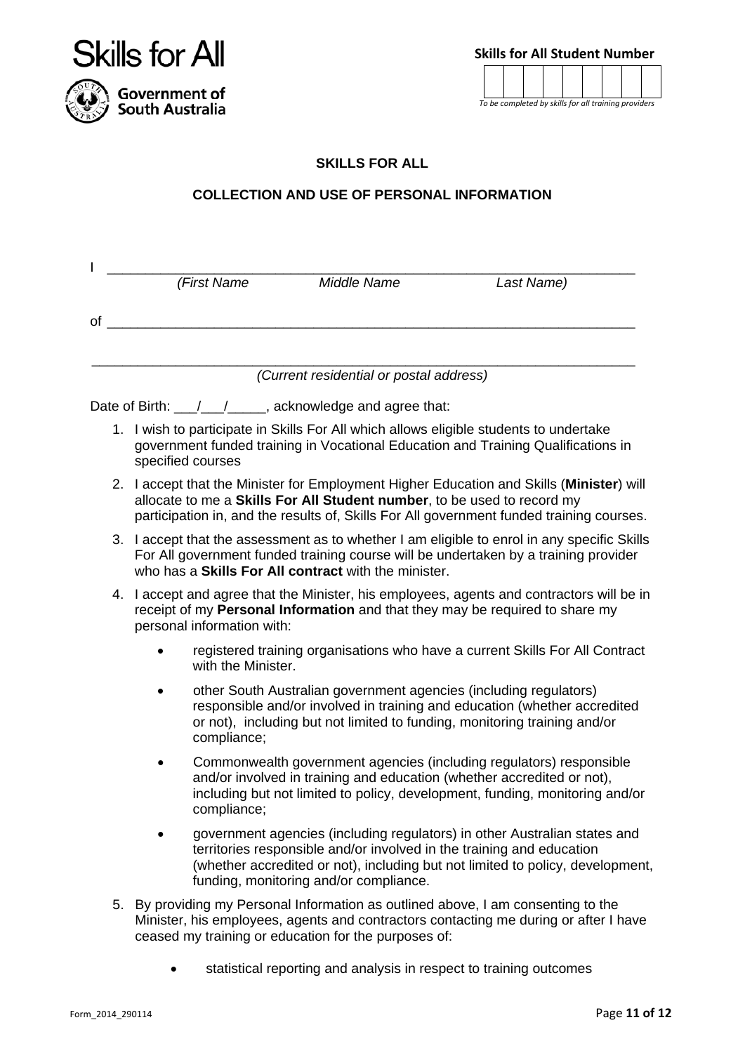Skills for All

Government of South Australia

**Skills for All Student Number**

| | | | | | | | | |
|---|---|---|---|---|---|---|---|---|
| | | | | | | | | |

*To be completed by skills for all training providers*

**SKILLS FOR ALL**

**COLLECTION AND USE OF PERSONAL INFORMATION**

I ______________________________________________________________
*(First Name Middle Name Last Name)*

of ______________________________________________________________

______________________________________________________________
*(Current residential or postal address)*

Date of Birth: ___/___/_____, acknowledge and agree that:

1. I wish to participate in Skills For All which allows eligible students to undertake government funded training in Vocational Education and Training Qualifications in specified courses
2. I accept that the Minister for Employment Higher Education and Skills (**Minister**) will allocate to me a **Skills For All Student number**, to be used to record my participation in, and the results of, Skills For All government funded training courses.
3. I accept that the assessment as to whether I am eligible to enrol in any specific Skills For All government funded training course will be undertaken by a training provider who has a **Skills For All contract** with the minister.
4. I accept and agree that the Minister, his employees, agents and contractors will be in receipt of my **Personal Information** and that they may be required to share my personal information with:
   - registered training organisations who have a current Skills For All Contract with the Minister.
   - other South Australian government agencies (including regulators) responsible and/or involved in training and education (whether accredited or not), including but not limited to funding, monitoring training and/or compliance;
   - Commonwealth government agencies (including regulators) responsible and/or involved in training and education (whether accredited or not), including but not limited to policy, development, funding, monitoring and/or compliance;
   - government agencies (including regulators) in other Australian states and territories responsible and/or involved in the training and education (whether accredited or not), including but not limited to policy, development, funding, monitoring and/or compliance.
5. By providing my Personal Information as outlined above, I am consenting to the Minister, his employees, agents and contractors contacting me during or after I have ceased my training or education for the purposes of:
   - statistical reporting and analysis in respect to training outcomes

Form_2014_290114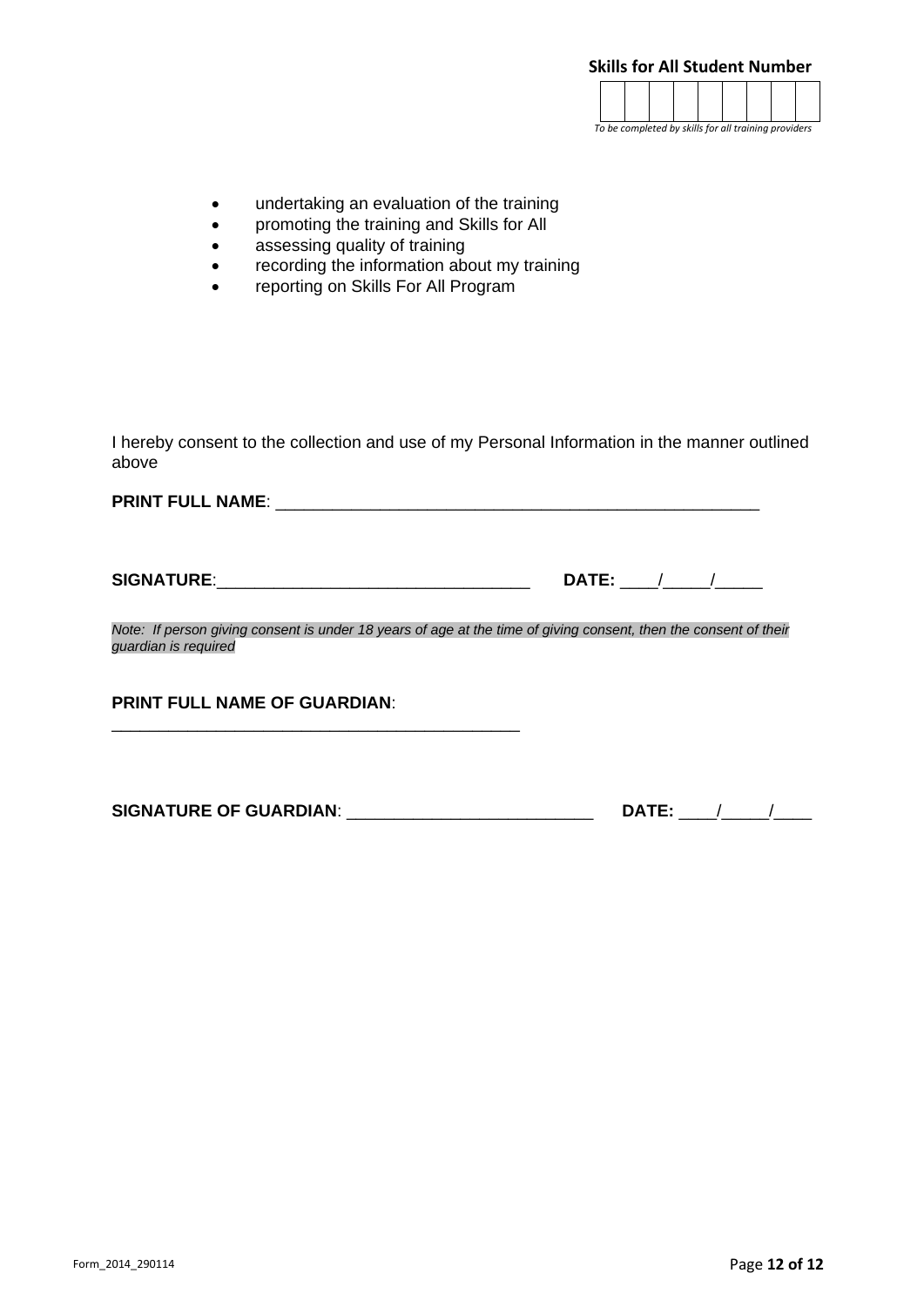**Skills for All Student Number**

| | | | | | | | | |
|---|---|---|---|---|---|---|---|---|
| | | | | | | | | |

*To be completed by skills for all training providers*

- undertaking an evaluation of the training
- promoting the training and Skills for All
- assessing quality of training
- recording the information about my training
- reporting on Skills For All Program

I hereby consent to the collection and use of my Personal Information in the manner outlined above

**PRINT FULL NAME**: ____________________________________________________

**SIGNATURE**:_________________________________ **DATE:** ____/_____/_____

*Note: If person giving consent is under 18 years of age at the time of giving consent, then the consent of their guardian is required*

**PRINT FULL NAME OF GUARDIAN**:

___________________________________________

**SIGNATURE OF GUARDIAN**: __________________________ **DATE:** ____/_____/____

Form_2014_290114